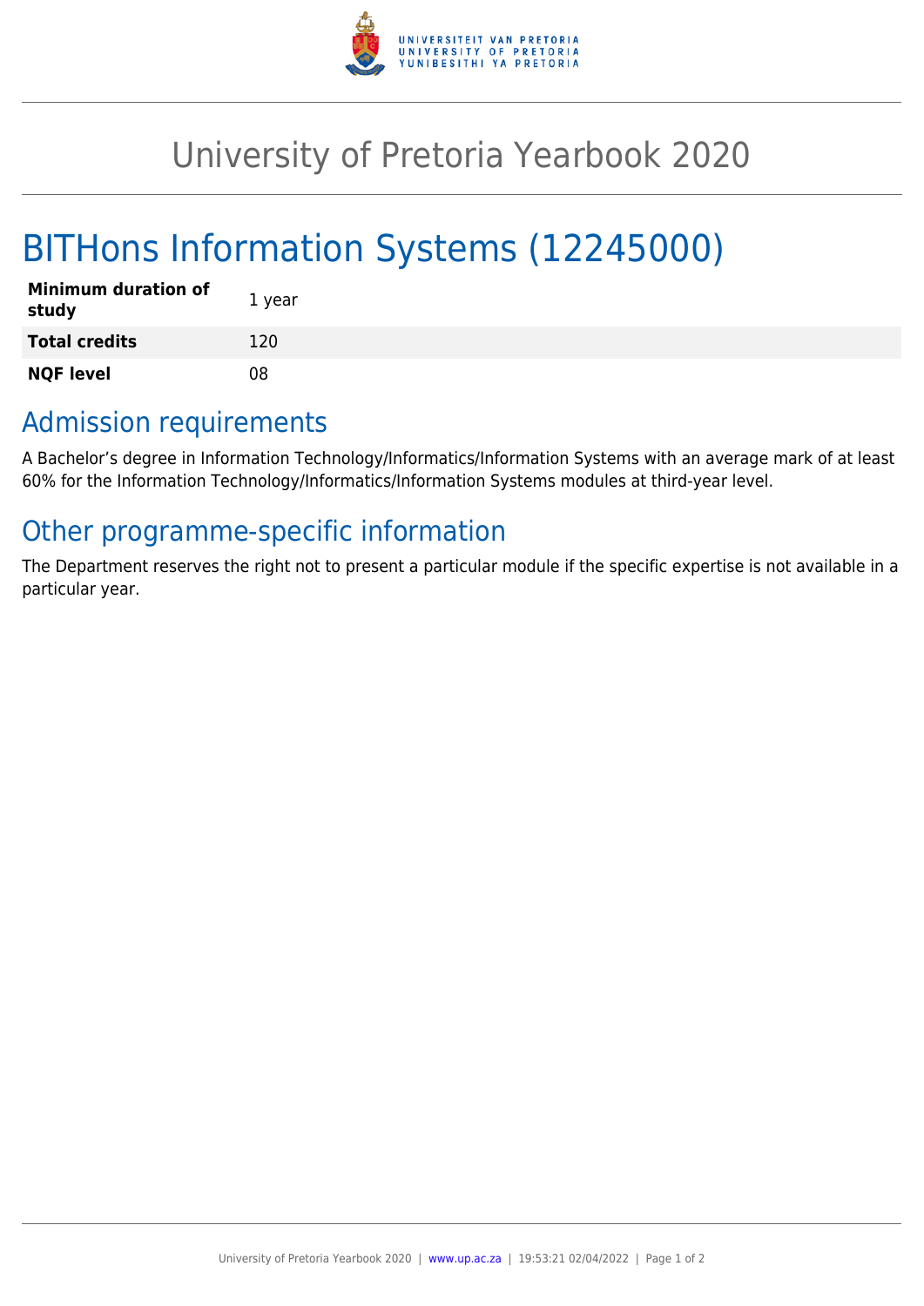# University of Pretoria Yearbook 2020

## BITHons Information Systems (12245000)

| **Minimum duration of study** | 1 year |
| --- | --- |
| **Total credits** | 120 |
| **NQF level** | 08 |

### Admission requirements

A Bachelor's degree in Information Technology/Informatics/Information Systems with an average mark of at least 60% for the Information Technology/Informatics/Information Systems modules at third-year level.

### Other programme-specific information

The Department reserves the right not to present a particular module if the specific expertise is not available in a particular year.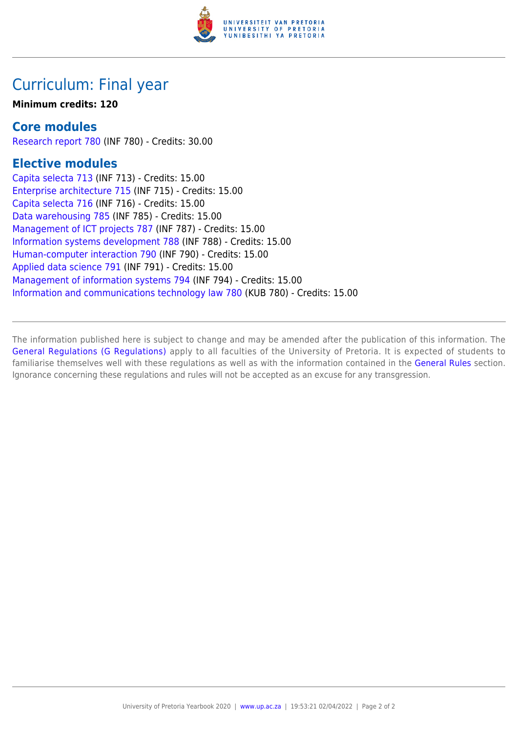# Curriculum: Final year

**Minimum credits: 120**

## Core modules

Research report 780 (INF 780) - Credits: 30.00

## Elective modules

Capita selecta 713 (INF 713) - Credits: 15.00
Enterprise architecture 715 (INF 715) - Credits: 15.00
Capita selecta 716 (INF 716) - Credits: 15.00
Data warehousing 785 (INF 785) - Credits: 15.00
Management of ICT projects 787 (INF 787) - Credits: 15.00
Information systems development 788 (INF 788) - Credits: 15.00
Human-computer interaction 790 (INF 790) - Credits: 15.00
Applied data science 791 (INF 791) - Credits: 15.00
Management of information systems 794 (INF 794) - Credits: 15.00
Information and communications technology law 780 (KUB 780) - Credits: 15.00

---

The information published here is subject to change and may be amended after the publication of this information. The General Regulations (G Regulations) apply to all faculties of the University of Pretoria. It is expected of students to familiarise themselves well with these regulations as well as with the information contained in the General Rules section. Ignorance concerning these regulations and rules will not be accepted as an excuse for any transgression.